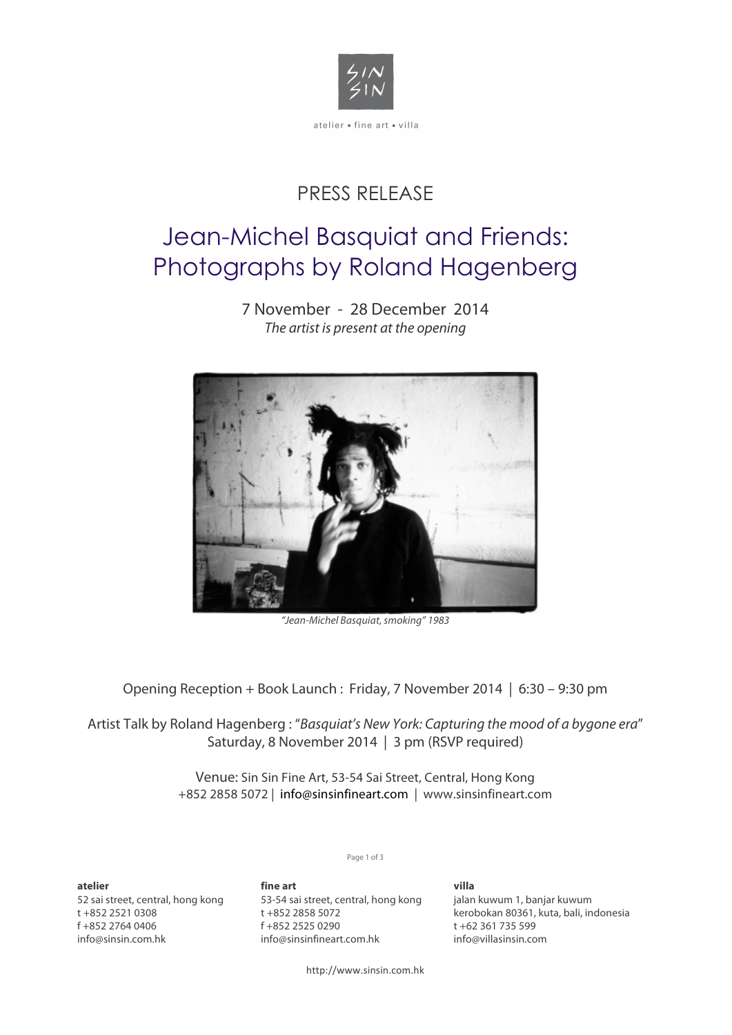atelier ▪ fine art ▪ villa

# PRESS RELEASE

## Jean-Michel Basquiat and Friends: Photographs by Roland Hagenberg

7 November - 28 December 2014

*The artist is present at the opening*

*"Jean-Michel Basquiat, smoking" 1983*

Opening Reception + Book Launch : Friday, 7 November 2014 | 6:30 – 9:30 pm

Artist Talk by Roland Hagenberg : "*Basquiat's New York: Capturing the mood of a bygone era*"
Saturday, 8 November 2014 | 3 pm (RSVP required)

Venue: Sin Sin Fine Art, 53-54 Sai Street, Central, Hong Kong
+852 2858 5072 | info@sinsinfineart.com | www.sinsinfineart.com

**atelier**
52 sai street, central, hong kong
t +852 2521 0308
f +852 2764 0406
info@sinsin.com.hk

**fine art**
53-54 sai street, central, hong kong
t +852 2858 5072
f +852 2525 0290
info@sinsinfineart.com.hk

**villa**
jalan kuwum 1, banjar kuwum
kerobokan 80361, kuta, bali, indonesia
t +62 361 735 599
info@villasinsin.com

http://www.sinsin.com.hk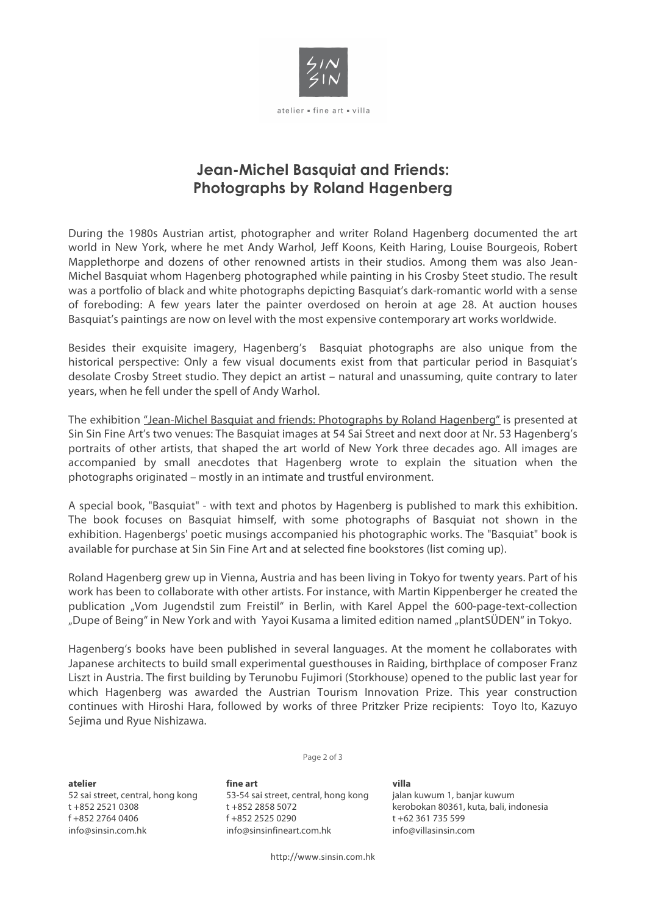# Jean-Michel Basquiat and Friends: Photographs by Roland Hagenberg

During the 1980s Austrian artist, photographer and writer Roland Hagenberg documented the art world in New York, where he met Andy Warhol, Jeff Koons, Keith Haring, Louise Bourgeois, Robert Mapplethorpe and dozens of other renowned artists in their studios. Among them was also Jean-Michel Basquiat whom Hagenberg photographed while painting in his Crosby Steet studio. The result was a portfolio of black and white photographs depicting Basquiat's dark-romantic world with a sense of foreboding: A few years later the painter overdosed on heroin at age 28. At auction houses Basquiat's paintings are now on level with the most expensive contemporary art works worldwide.

Besides their exquisite imagery, Hagenberg's Basquiat photographs are also unique from the historical perspective: Only a few visual documents exist from that particular period in Basquiat's desolate Crosby Street studio. They depict an artist – natural and unassuming, quite contrary to later years, when he fell under the spell of Andy Warhol.

The exhibition "Jean-Michel Basquiat and friends: Photographs by Roland Hagenberg" is presented at Sin Sin Fine Art's two venues: The Basquiat images at 54 Sai Street and next door at Nr. 53 Hagenberg's portraits of other artists, that shaped the art world of New York three decades ago. All images are accompanied by small anecdotes that Hagenberg wrote to explain the situation when the photographs originated – mostly in an intimate and trustful environment.

A special book, "Basquiat" - with text and photos by Hagenberg is published to mark this exhibition. The book focuses on Basquiat himself, with some photographs of Basquiat not shown in the exhibition. Hagenbergs' poetic musings accompanied his photographic works. The "Basquiat" book is available for purchase at Sin Sin Fine Art and at selected fine bookstores (list coming up).

Roland Hagenberg grew up in Vienna, Austria and has been living in Tokyo for twenty years. Part of his work has been to collaborate with other artists. For instance, with Martin Kippenberger he created the publication „Vom Jugendstil zum Freistil" in Berlin, with Karel Appel the 600-page-text-collection „Dupe of Being" in New York and with Yayoi Kusama a limited edition named „plantSÜDEN" in Tokyo.

Hagenberg's books have been published in several languages. At the moment he collaborates with Japanese architects to build small experimental guesthouses in Raiding, birthplace of composer Franz Liszt in Austria. The first building by Terunobu Fujimori (Storkhouse) opened to the public last year for which Hagenberg was awarded the Austrian Tourism Innovation Prize. This year construction continues with Hiroshi Hara, followed by works of three Pritzker Prize recipients: Toyo Ito, Kazuyo Sejima und Ryue Nishizawa.

**atelier**
52 sai street, central, hong kong
t +852 2521 0308
f +852 2764 0406
info@sinsin.com.hk

**fine art**
53-54 sai street, central, hong kong
t +852 2858 5072
f +852 2525 0290
info@sinsinfineart.com.hk

**villa**
jalan kuwum 1, banjar kuwum
kerobokan 80361, kuta, bali, indonesia
t +62 361 735 599
info@villasinsin.com

http://www.sinsin.com.hk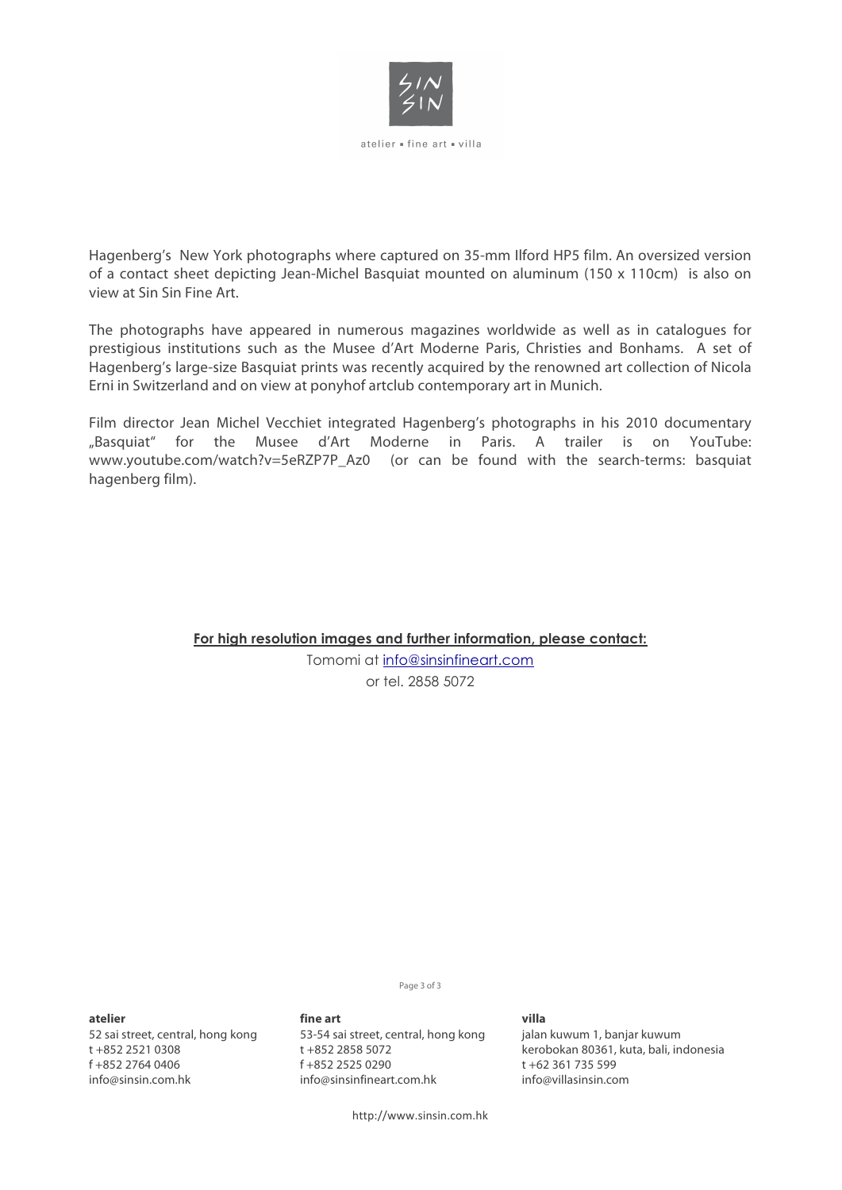Hagenberg's New York photographs where captured on 35-mm Ilford HP5 film. An oversized version of a contact sheet depicting Jean-Michel Basquiat mounted on aluminum (150 x 110cm) is also on view at Sin Sin Fine Art.

The photographs have appeared in numerous magazines worldwide as well as in catalogues for prestigious institutions such as the Musee d'Art Moderne Paris, Christies and Bonhams. A set of Hagenberg's large-size Basquiat prints was recently acquired by the renowned art collection of Nicola Erni in Switzerland and on view at ponyhof artclub contemporary art in Munich.

Film director Jean Michel Vecchiet integrated Hagenberg's photographs in his 2010 documentary „Basquiat" for the Musee d'Art Moderne in Paris. A trailer is on YouTube: www.youtube.com/watch?v=5eRZP7P_Az0 (or can be found with the search-terms: basquiat hagenberg film).

**For high resolution images and further information, please contact:**

Tomomi at info@sinsinfineart.com
or tel. 2858 5072

**atelier**
52 sai street, central, hong kong
t +852 2521 0308
f +852 2764 0406
info@sinsin.com.hk

**fine art**
53-54 sai street, central, hong kong
t +852 2858 5072
f +852 2525 0290
info@sinsinfineart.com.hk

**villa**
jalan kuwum 1, banjar kuwum
kerobokan 80361, kuta, bali, indonesia
t +62 361 735 599
info@villasinsin.com

http://www.sinsin.com.hk